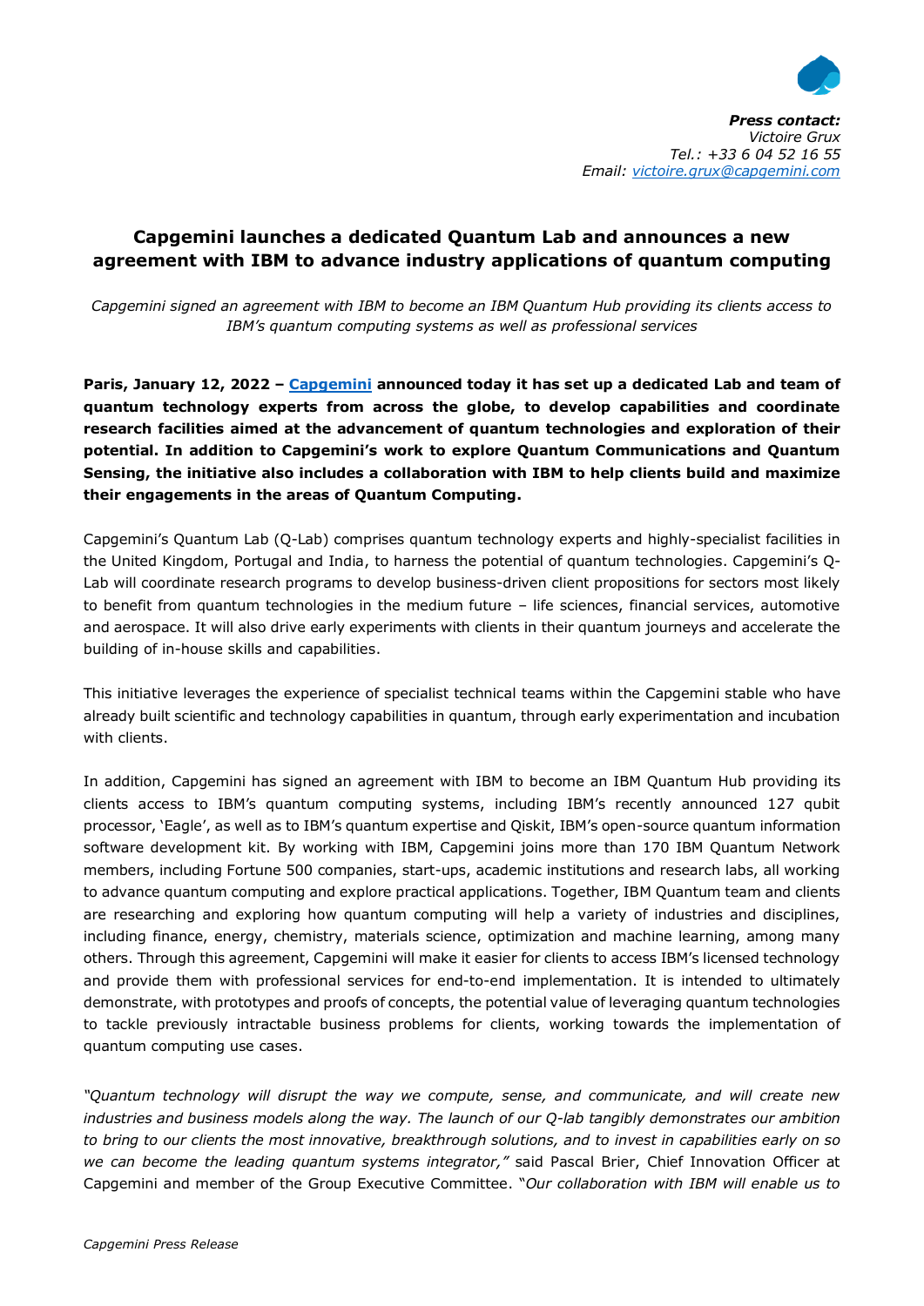***Press contact:***
*Victoire Grux*
*Tel.: +33 6 04 52 16 55*
*Email: victoire.grux@capgemini.com*

# Capgemini launches a dedicated Quantum Lab and announces a new agreement with IBM to advance industry applications of quantum computing

*Capgemini signed an agreement with IBM to become an IBM Quantum Hub providing its clients access to IBM's quantum computing systems as well as professional services*

**Paris, January 12, 2022 – Capgemini announced today it has set up a dedicated Lab and team of quantum technology experts from across the globe, to develop capabilities and coordinate research facilities aimed at the advancement of quantum technologies and exploration of their potential. In addition to Capgemini's work to explore Quantum Communications and Quantum Sensing, the initiative also includes a collaboration with IBM to help clients build and maximize their engagements in the areas of Quantum Computing.**

Capgemini's Quantum Lab (Q-Lab) comprises quantum technology experts and highly-specialist facilities in the United Kingdom, Portugal and India, to harness the potential of quantum technologies. Capgemini's Q-Lab will coordinate research programs to develop business-driven client propositions for sectors most likely to benefit from quantum technologies in the medium future – life sciences, financial services, automotive and aerospace. It will also drive early experiments with clients in their quantum journeys and accelerate the building of in-house skills and capabilities.

This initiative leverages the experience of specialist technical teams within the Capgemini stable who have already built scientific and technology capabilities in quantum, through early experimentation and incubation with clients.

In addition, Capgemini has signed an agreement with IBM to become an IBM Quantum Hub providing its clients access to IBM's quantum computing systems, including IBM's recently announced 127 qubit processor, 'Eagle', as well as to IBM's quantum expertise and Qiskit, IBM's open-source quantum information software development kit. By working with IBM, Capgemini joins more than 170 IBM Quantum Network members, including Fortune 500 companies, start-ups, academic institutions and research labs, all working to advance quantum computing and explore practical applications. Together, IBM Quantum team and clients are researching and exploring how quantum computing will help a variety of industries and disciplines, including finance, energy, chemistry, materials science, optimization and machine learning, among many others. Through this agreement, Capgemini will make it easier for clients to access IBM's licensed technology and provide them with professional services for end-to-end implementation. It is intended to ultimately demonstrate, with prototypes and proofs of concepts, the potential value of leveraging quantum technologies to tackle previously intractable business problems for clients, working towards the implementation of quantum computing use cases.

*"Quantum technology will disrupt the way we compute, sense, and communicate, and will create new industries and business models along the way. The launch of our Q-lab tangibly demonstrates our ambition to bring to our clients the most innovative, breakthrough solutions, and to invest in capabilities early on so we can become the leading quantum systems integrator,"* said Pascal Brier, Chief Innovation Officer at Capgemini and member of the Group Executive Committee. *"Our collaboration with IBM will enable us to*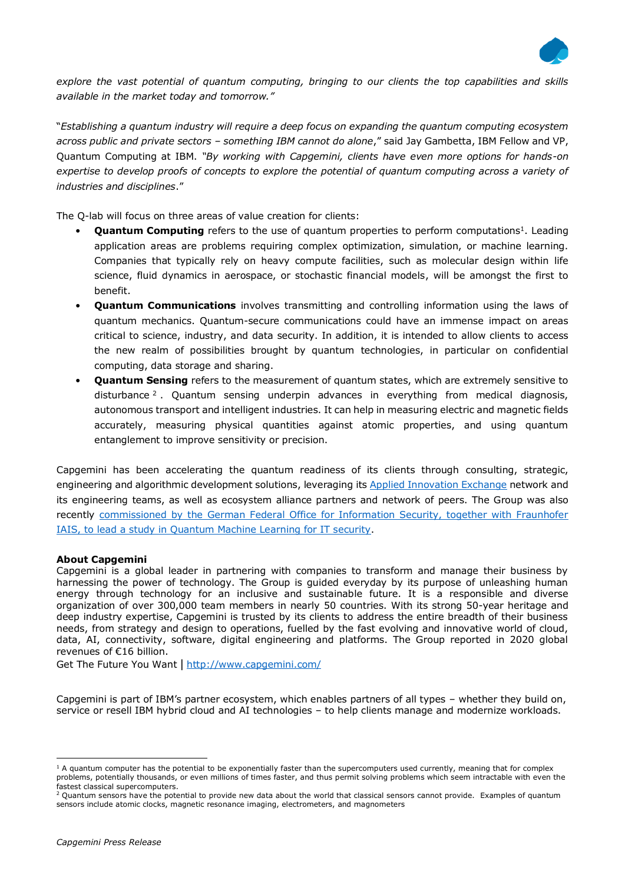*explore the vast potential of quantum computing, bringing to our clients the top capabilities and skills available in the market today and tomorrow."*

"*Establishing a quantum industry will require a deep focus on expanding the quantum computing ecosystem across public and private sectors – something IBM cannot do alone*," said Jay Gambetta, IBM Fellow and VP, Quantum Computing at IBM. *"By working with Capgemini, clients have even more options for hands-on expertise to develop proofs of concepts to explore the potential of quantum computing across a variety of industries and disciplines*."

The Q-lab will focus on three areas of value creation for clients:

- **Quantum Computing** refers to the use of quantum properties to perform computations[1]. Leading application areas are problems requiring complex optimization, simulation, or machine learning. Companies that typically rely on heavy compute facilities, such as molecular design within life science, fluid dynamics in aerospace, or stochastic financial models, will be amongst the first to benefit.
- **Quantum Communications** involves transmitting and controlling information using the laws of quantum mechanics. Quantum-secure communications could have an immense impact on areas critical to science, industry, and data security. In addition, it is intended to allow clients to access the new realm of possibilities brought by quantum technologies, in particular on confidential computing, data storage and sharing.
- **Quantum Sensing** refers to the measurement of quantum states, which are extremely sensitive to disturbance [2]. Quantum sensing underpin advances in everything from medical diagnosis, autonomous transport and intelligent industries. It can help in measuring electric and magnetic fields accurately, measuring physical quantities against atomic properties, and using quantum entanglement to improve sensitivity or precision.

Capgemini has been accelerating the quantum readiness of its clients through consulting, strategic, engineering and algorithmic development solutions, leveraging its [Applied Innovation Exchange]() network and its engineering teams, as well as ecosystem alliance partners and network of peers. The Group was also recently [commissioned by the German Federal Office for Information Security, together with Fraunhofer IAIS, to lead a study in Quantum Machine Learning for IT security]().

**About Capgemini**

Capgemini is a global leader in partnering with companies to transform and manage their business by harnessing the power of technology. The Group is guided everyday by its purpose of unleashing human energy through technology for an inclusive and sustainable future. It is a responsible and diverse organization of over 300,000 team members in nearly 50 countries. With its strong 50-year heritage and deep industry expertise, Capgemini is trusted by its clients to address the entire breadth of their business needs, from strategy and design to operations, fuelled by the fast evolving and innovative world of cloud, data, AI, connectivity, software, digital engineering and platforms. The Group reported in 2020 global revenues of €16 billion.

Get The Future You Want | [http://www.capgemini.com/](http://www.capgemini.com/)

Capgemini is part of IBM's partner ecosystem, which enables partners of all types – whether they build on, service or resell IBM hybrid cloud and AI technologies – to help clients manage and modernize workloads.

---

[1] A quantum computer has the potential to be exponentially faster than the supercomputers used currently, meaning that for complex problems, potentially thousands, or even millions of times faster, and thus permit solving problems which seem intractable with even the fastest classical supercomputers.

[2] Quantum sensors have the potential to provide new data about the world that classical sensors cannot provide. Examples of quantum sensors include atomic clocks, magnetic resonance imaging, electrometers, and magnetometers